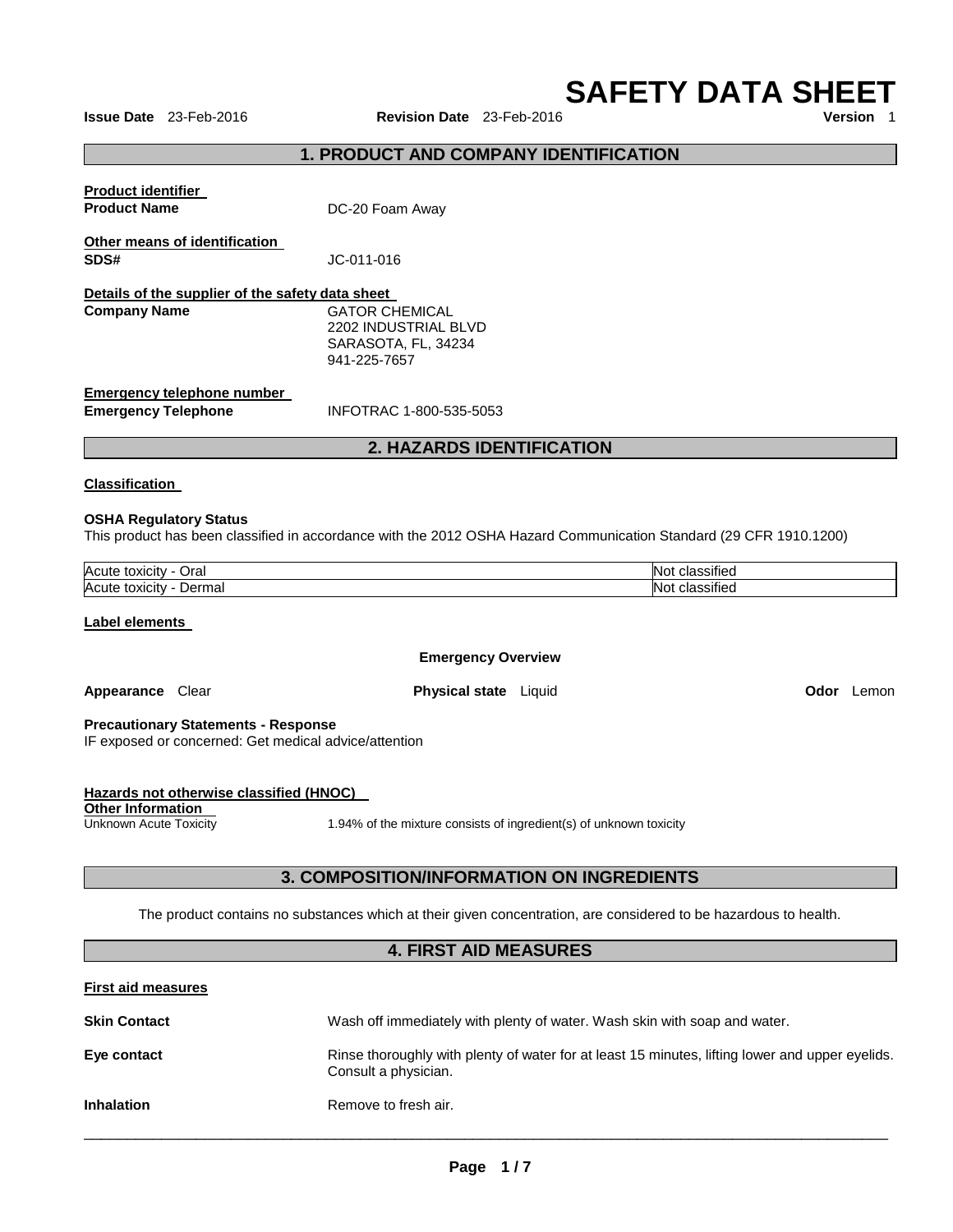# SAFETY DATA SHEET

**Issue Date** 23-Feb-2016 **Revision Date** 23-Feb-2016 **Version** 1

## 1. PRODUCT AND COMPANY IDENTIFICATION

**Product identifier**

**Product Name** DC-20 Foam Away

**Other means of identification**

**SDS#** JC-011-016

**Details of the supplier of the safety data sheet**

**Company Name** GATOR CHEMICAL
2202 INDUSTRIAL BLVD
SARASOTA, FL, 34234
941-225-7657

**Emergency telephone number**

**Emergency Telephone** INFOTRAC 1-800-535-5053

## 2. HAZARDS IDENTIFICATION

**Classification**

**OSHA Regulatory Status**

This product has been classified in accordance with the 2012 OSHA Hazard Communication Standard (29 CFR 1910.1200)

| | |
|---|---|
| Acute toxicity - Oral | Not classified |
| Acute toxicity - Dermal | Not classified |

**Label elements**

**Emergency Overview**

**Appearance** Clear **Physical state** Liquid **Odor** Lemon

**Precautionary Statements - Response**

IF exposed or concerned: Get medical advice/attention

**Hazards not otherwise classified (HNOC)**

**Other Information**

Unknown Acute Toxicity 1.94% of the mixture consists of ingredient(s) of unknown toxicity

## 3. COMPOSITION/INFORMATION ON INGREDIENTS

The product contains no substances which at their given concentration, are considered to be hazardous to health.

## 4. FIRST AID MEASURES

**First aid measures**

**Skin Contact** Wash off immediately with plenty of water. Wash skin with soap and water.

**Eye contact** Rinse thoroughly with plenty of water for at least 15 minutes, lifting lower and upper eyelids. Consult a physician.

**Inhalation** Remove to fresh air.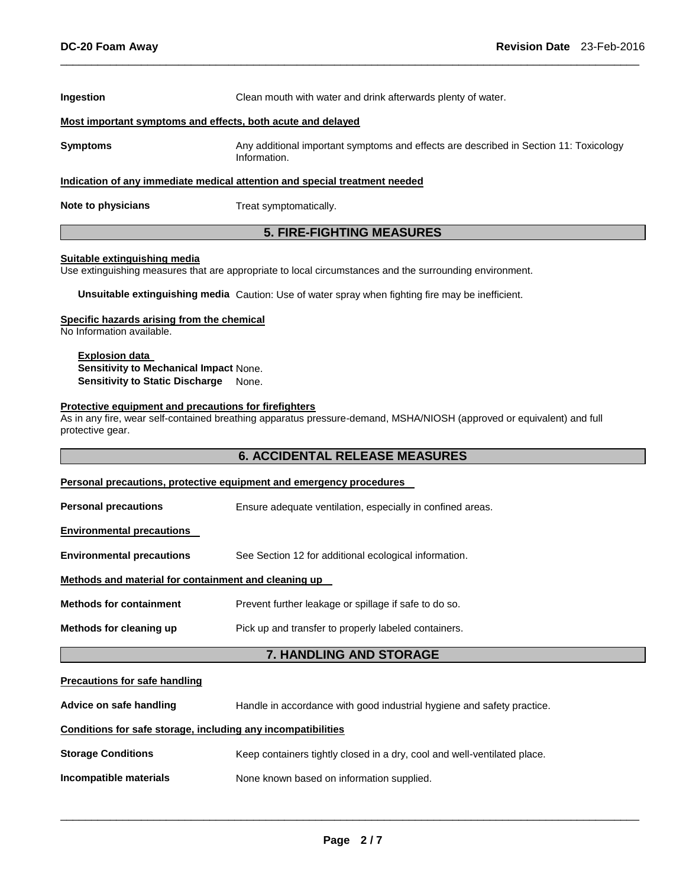**Ingestion** Clean mouth with water and drink afterwards plenty of water.

**Most important symptoms and effects, both acute and delayed**

**Symptoms** Any additional important symptoms and effects are described in Section 11: Toxicology Information.

**Indication of any immediate medical attention and special treatment needed**

**Note to physicians** Treat symptomatically.

## 5. FIRE-FIGHTING MEASURES

**Suitable extinguishing media**

Use extinguishing measures that are appropriate to local circumstances and the surrounding environment.

**Unsuitable extinguishing media** Caution: Use of water spray when fighting fire may be inefficient.

**Specific hazards arising from the chemical**

No Information available.

**Explosion data**

**Sensitivity to Mechanical Impact** None.

**Sensitivity to Static Discharge** None.

**Protective equipment and precautions for firefighters**

As in any fire, wear self-contained breathing apparatus pressure-demand, MSHA/NIOSH (approved or equivalent) and full protective gear.

## 6. ACCIDENTAL RELEASE MEASURES

**Personal precautions, protective equipment and emergency procedures**

**Personal precautions** Ensure adequate ventilation, especially in confined areas.

**Environmental precautions**

**Environmental precautions** See Section 12 for additional ecological information.

**Methods and material for containment and cleaning up**

**Methods for containment** Prevent further leakage or spillage if safe to do so.

**Methods for cleaning up** Pick up and transfer to properly labeled containers.

## 7. HANDLING AND STORAGE

**Precautions for safe handling**

**Advice on safe handling** Handle in accordance with good industrial hygiene and safety practice.

**Conditions for safe storage, including any incompatibilities**

**Storage Conditions** Keep containers tightly closed in a dry, cool and well-ventilated place.

**Incompatible materials** None known based on information supplied.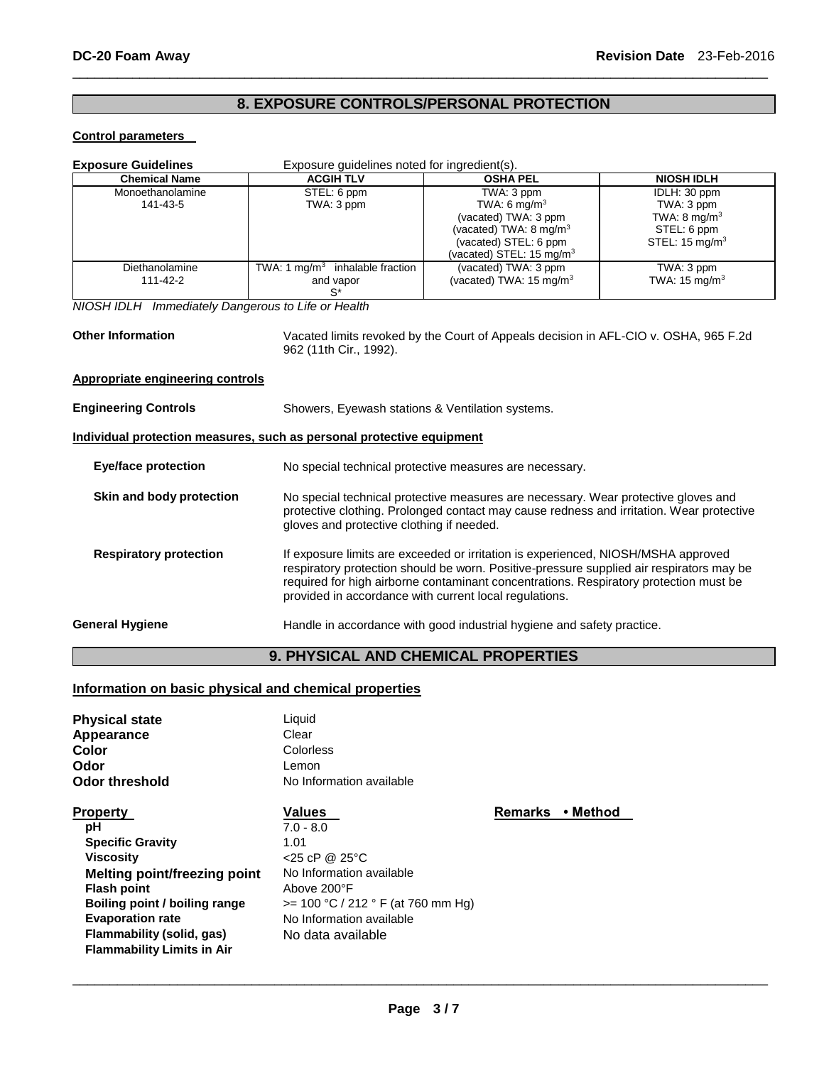## 8. EXPOSURE CONTROLS/PERSONAL PROTECTION

### Control parameters

**Exposure Guidelines** Exposure guidelines noted for ingredient(s).

| Chemical Name | ACGIH TLV | OSHA PEL | NIOSH IDLH |
|---|---|---|---|
| Monoethanolamine<br>141-43-5 | STEL: 6 ppm<br>TWA: 3 ppm | TWA: 3 ppm<br>TWA: 6 mg/m$^3$<br>(vacated) TWA: 3 ppm<br>(vacated) TWA: 8 mg/m$^3$<br>(vacated) STEL: 6 ppm<br>(vacated) STEL: 15 mg/m$^3$ | IDLH: 30 ppm<br>TWA: 3 ppm<br>TWA: 8 mg/m$^3$<br>STEL: 6 ppm<br>STEL: 15 mg/m$^3$ |
| Diethanolamine<br>111-42-2 | TWA: 1 mg/m$^3$ inhalable fraction and vapor<br>S* | (vacated) TWA: 3 ppm<br>(vacated) TWA: 15 mg/m$^3$ | TWA: 3 ppm<br>TWA: 15 mg/m$^3$ |

*NIOSH IDLH Immediately Dangerous to Life or Health*

**Other Information** Vacated limits revoked by the Court of Appeals decision in AFL-CIO v. OSHA, 965 F.2d 962 (11th Cir., 1992).

### Appropriate engineering controls

**Engineering Controls** Showers, Eyewash stations & Ventilation systems.

### Individual protection measures, such as personal protective equipment

**Eye/face protection** No special technical protective measures are necessary.

**Skin and body protection** No special technical protective measures are necessary. Wear protective gloves and protective clothing. Prolonged contact may cause redness and irritation. Wear protective gloves and protective clothing if needed.

**Respiratory protection** If exposure limits are exceeded or irritation is experienced, NIOSH/MSHA approved respiratory protection should be worn. Positive-pressure supplied air respirators may be required for high airborne contaminant concentrations. Respiratory protection must be provided in accordance with current local regulations.

**General Hygiene** Handle in accordance with good industrial hygiene and safety practice.

## 9. PHYSICAL AND CHEMICAL PROPERTIES

### Information on basic physical and chemical properties

**Physical state** Liquid
**Appearance** Clear
**Color** Colorless
**Odor** Lemon
**Odor threshold** No Information available

| Property | Values | Remarks • Method |
|---|---|---|
| pH | 7.0 - 8.0 | |
| Specific Gravity | 1.01 | |
| Viscosity | <25 cP @ 25°C | |
| Melting point/freezing point | No Information available | |
| Flash point | Above 200°F | |
| Boiling point / boiling range | >= 100 °C / 212 ° F (at 760 mm Hg) | |
| Evaporation rate | No Information available | |
| Flammability (solid, gas) | No data available | |
| Flammability Limits in Air | | |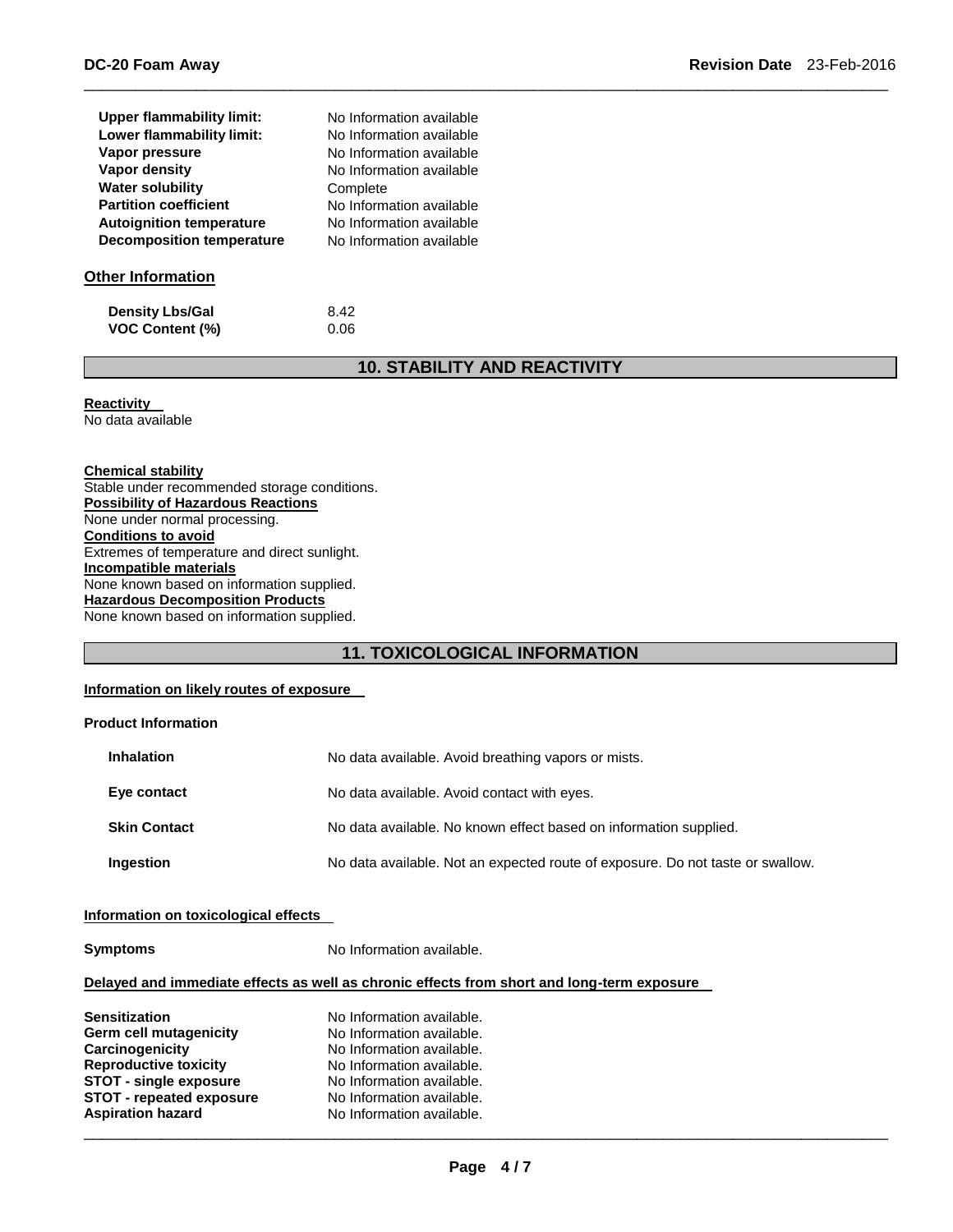| | |
|---|---|
| **Upper flammability limit:** | No Information available |
| **Lower flammability limit:** | No Information available |
| **Vapor pressure** | No Information available |
| **Vapor density** | No Information available |
| **Water solubility** | Complete |
| **Partition coefficient** | No Information available |
| **Autoignition temperature** | No Information available |
| **Decomposition temperature** | No Information available |

### Other Information

| | |
|---|---|
| **Density Lbs/Gal** | 8.42 |
| **VOC Content (%)** | 0.06 |

## 10. STABILITY AND REACTIVITY

**Reactivity**
No data available

**Chemical stability**
Stable under recommended storage conditions.
**Possibility of Hazardous Reactions**
None under normal processing.
**Conditions to avoid**
Extremes of temperature and direct sunlight.
**Incompatible materials**
None known based on information supplied.
**Hazardous Decomposition Products**
None known based on information supplied.

## 11. TOXICOLOGICAL INFORMATION

**Information on likely routes of exposure**

**Product Information**

| | |
|---|---|
| **Inhalation** | No data available. Avoid breathing vapors or mists. |
| **Eye contact** | No data available. Avoid contact with eyes. |
| **Skin Contact** | No data available. No known effect based on information supplied. |
| **Ingestion** | No data available. Not an expected route of exposure. Do not taste or swallow. |

**Information on toxicological effects**

**Symptoms** No Information available.

**Delayed and immediate effects as well as chronic effects from short and long-term exposure**

| | |
|---|---|
| **Sensitization** | No Information available. |
| **Germ cell mutagenicity** | No Information available. |
| **Carcinogenicity** | No Information available. |
| **Reproductive toxicity** | No Information available. |
| **STOT - single exposure** | No Information available. |
| **STOT - repeated exposure** | No Information available. |
| **Aspiration hazard** | No Information available. |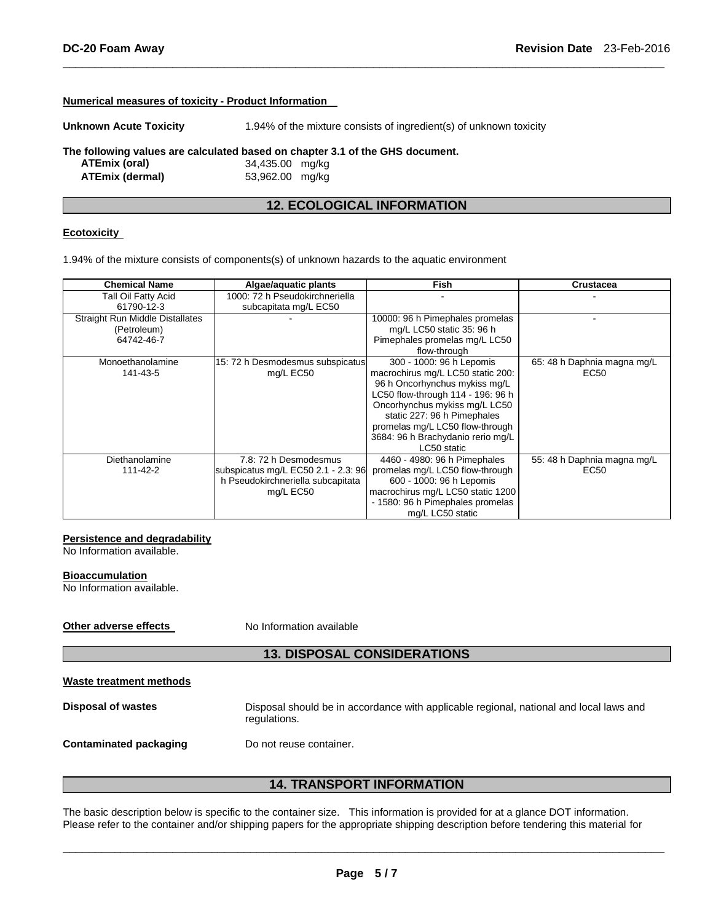**Numerical measures of toxicity - Product Information**

**Unknown Acute Toxicity** 1.94% of the mixture consists of ingredient(s) of unknown toxicity

**The following values are calculated based on chapter 3.1 of the GHS document.**

**ATEmix (oral)** 34,435.00 mg/kg
**ATEmix (dermal)** 53,962.00 mg/kg

## 12. ECOLOGICAL INFORMATION

**Ecotoxicity**

1.94% of the mixture consists of components(s) of unknown hazards to the aquatic environment

| Chemical Name | Algae/aquatic plants | Fish | Crustacea |
|---|---|---|---|
| Tall Oil Fatty Acid 61790-12-3 | 1000: 72 h Pseudokirchneriella subcapitata mg/L EC50 | - | - |
| Straight Run Middle Distillates (Petroleum) 64742-46-7 | - | 10000: 96 h Pimephales promelas mg/L LC50 static 35: 96 h Pimephales promelas mg/L LC50 flow-through | - |
| Monoethanolamine 141-43-5 | 15: 72 h Desmodesmus subspicatus mg/L EC50 | 300 - 1000: 96 h Lepomis macrochirus mg/L LC50 static 200: 96 h Oncorhynchus mykiss mg/L LC50 flow-through 114 - 196: 96 h Oncorhynchus mykiss mg/L LC50 static 227: 96 h Pimephales promelas mg/L LC50 flow-through 3684: 96 h Brachydanio rerio mg/L LC50 static | 65: 48 h Daphnia magna mg/L EC50 |
| Diethanolamine 111-42-2 | 7.8: 72 h Desmodesmus subspicatus mg/L EC50 2.1 - 2.3: 96 h Pseudokirchneriella subcapitata mg/L EC50 | 4460 - 4980: 96 h Pimephales promelas mg/L LC50 flow-through 600 - 1000: 96 h Lepomis macrochirus mg/L LC50 static 1200 - 1580: 96 h Pimephales promelas mg/L LC50 static | 55: 48 h Daphnia magna mg/L EC50 |

**Persistence and degradability**
No Information available.

**Bioaccumulation**
No Information available.

**Other adverse effects** No Information available

## 13. DISPOSAL CONSIDERATIONS

**Waste treatment methods**

**Disposal of wastes** Disposal should be in accordance with applicable regional, national and local laws and regulations.

**Contaminated packaging** Do not reuse container.

## 14. TRANSPORT INFORMATION

The basic description below is specific to the container size. This information is provided for at a glance DOT information. Please refer to the container and/or shipping papers for the appropriate shipping description before tendering this material for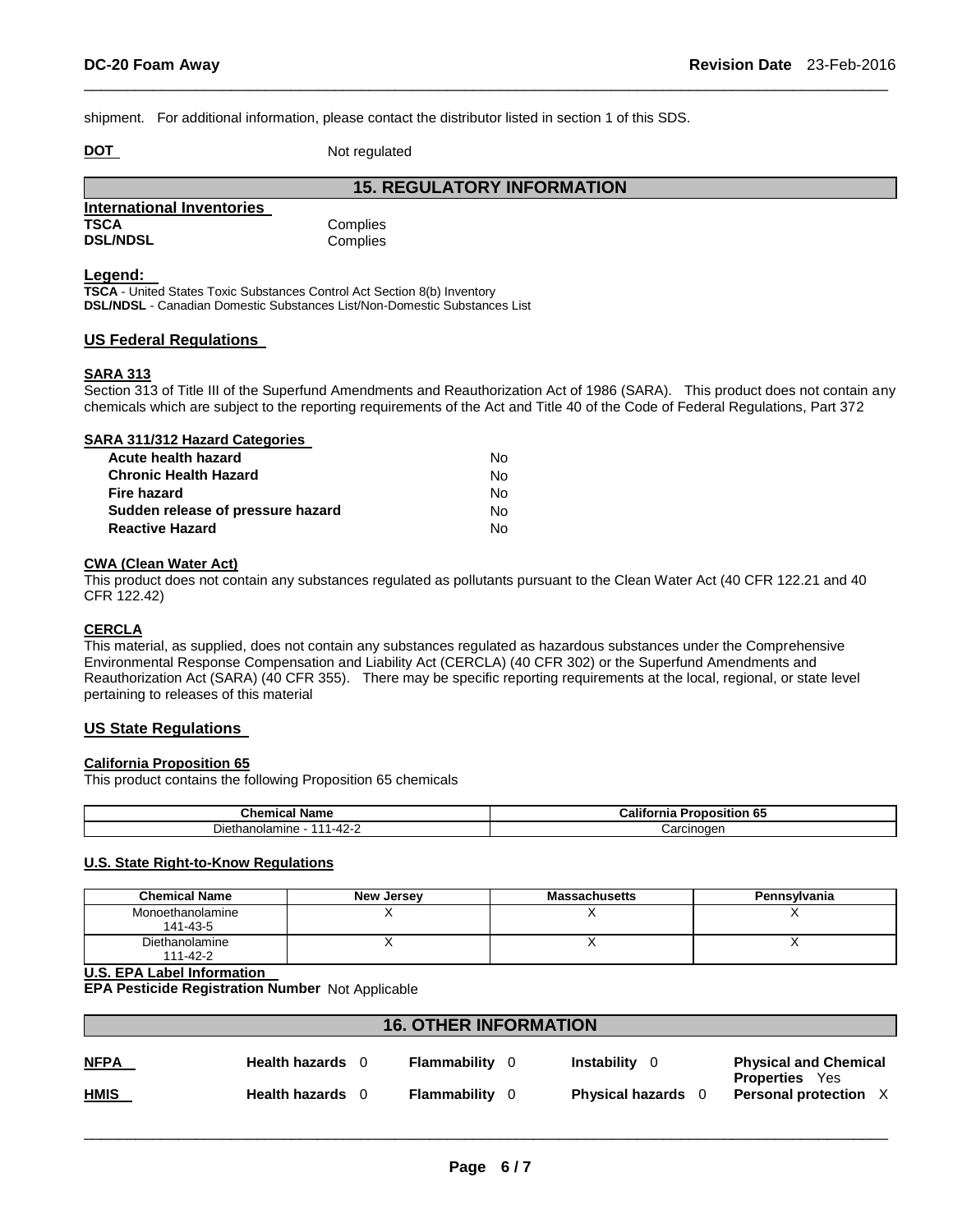shipment. For additional information, please contact the distributor listed in section 1 of this SDS.

**DOT** Not regulated

## 15. REGULATORY INFORMATION

**International Inventories**

**TSCA** Complies
**DSL/NDSL** Complies

**Legend:**
**TSCA** - United States Toxic Substances Control Act Section 8(b) Inventory
**DSL/NDSL** - Canadian Domestic Substances List/Non-Domestic Substances List

### US Federal Regulations

**SARA 313**
Section 313 of Title III of the Superfund Amendments and Reauthorization Act of 1986 (SARA). This product does not contain any chemicals which are subject to the reporting requirements of the Act and Title 40 of the Code of Federal Regulations, Part 372

**SARA 311/312 Hazard Categories**

| | |
|---|---|
| **Acute health hazard** | No |
| **Chronic Health Hazard** | No |
| **Fire hazard** | No |
| **Sudden release of pressure hazard** | No |
| **Reactive Hazard** | No |

**CWA (Clean Water Act)**
This product does not contain any substances regulated as pollutants pursuant to the Clean Water Act (40 CFR 122.21 and 40 CFR 122.42)

**CERCLA**
This material, as supplied, does not contain any substances regulated as hazardous substances under the Comprehensive Environmental Response Compensation and Liability Act (CERCLA) (40 CFR 302) or the Superfund Amendments and Reauthorization Act (SARA) (40 CFR 355). There may be specific reporting requirements at the local, regional, or state level pertaining to releases of this material

### US State Regulations

**California Proposition 65**
This product contains the following Proposition 65 chemicals

| Chemical Name | California Proposition 65 |
|---|---|
| Diethanolamine - 111-42-2 | Carcinogen |

**U.S. State Right-to-Know Regulations**

| Chemical Name | New Jersey | Massachusetts | Pennsylvania |
|---|---|---|---|
| Monoethanolamine 141-43-5 | X | X | X |
| Diethanolamine 111-42-2 | X | X | X |

**U.S. EPA Label Information**
**EPA Pesticide Registration Number** Not Applicable

## 16. OTHER INFORMATION

| | | | | |
|---|---|---|---|---|
| **NFPA** | **Health hazards** 0 | **Flammability** 0 | **Instability** 0 | **Physical and Chemical Properties** Yes |
| **HMIS** | **Health hazards** 0 | **Flammability** 0 | **Physical hazards** 0 | **Personal protection** X |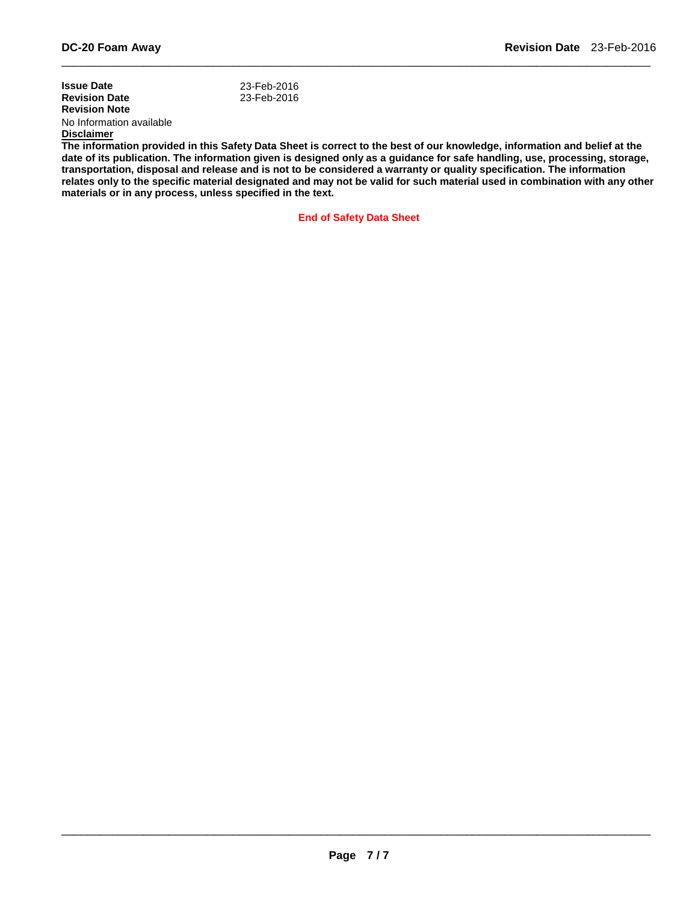| | |
|---|---|
| **Issue Date** | 23-Feb-2016 |
| **Revision Date** | 23-Feb-2016 |
| **Revision Note** | |

No Information available

**Disclaimer**

**The information provided in this Safety Data Sheet is correct to the best of our knowledge, information and belief at the date of its publication. The information given is designed only as a guidance for safe handling, use, processing, storage, transportation, disposal and release and is not to be considered a warranty or quality specification. The information relates only to the specific material designated and may not be valid for such material used in combination with any other materials or in any process, unless specified in the text.**

**End of Safety Data Sheet**